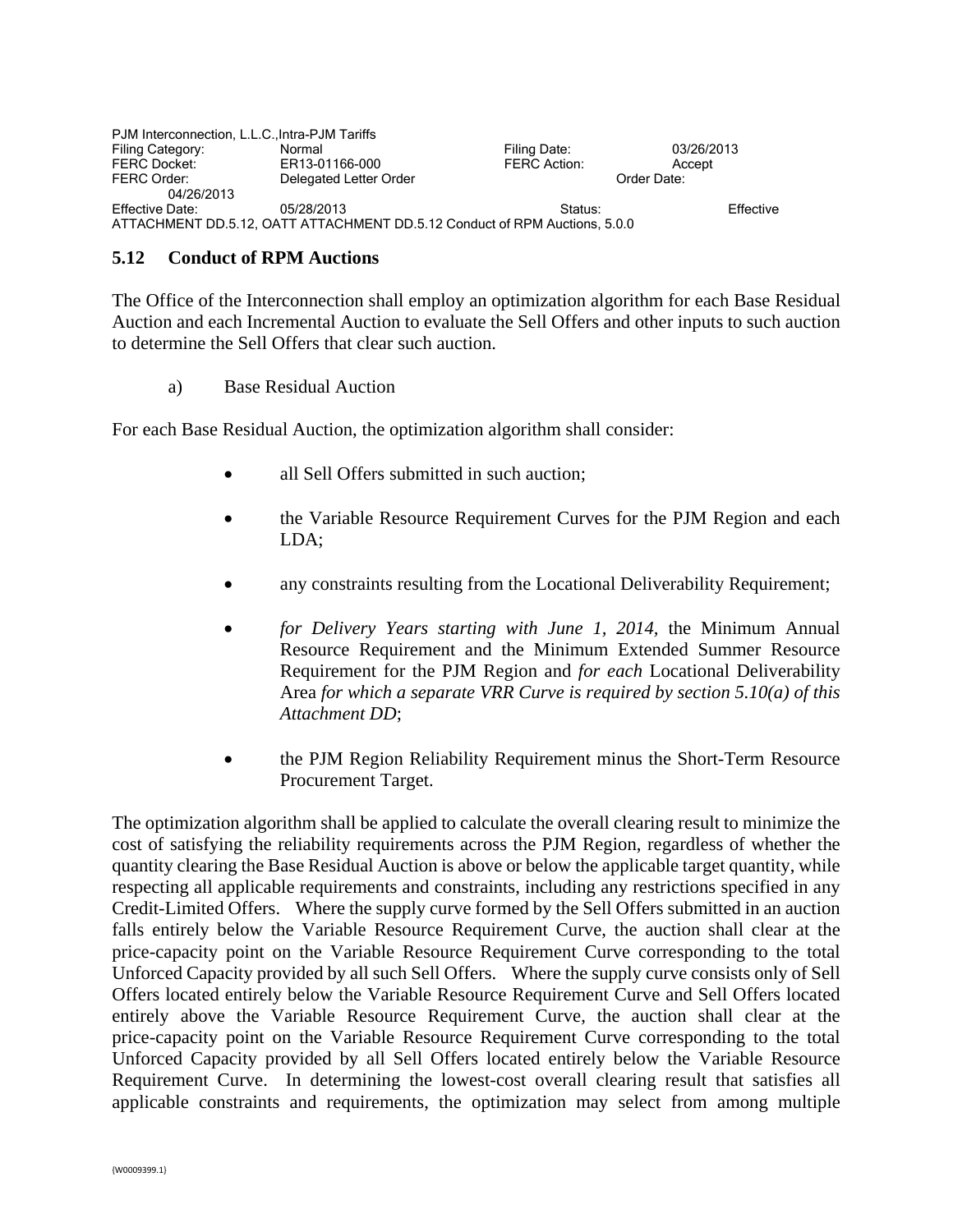PJM Interconnection, L.L.C.,Intra-PJM Tariffs
Filing Category: Normal Filing Date: 03/26/2013
FERC Docket: ER13-01166-000 FERC Action: Accept
FERC Order: Delegated Letter Order Order Date: 04/26/2013
Effective Date: 05/28/2013 Status: Effective
ATTACHMENT DD.5.12, OATT ATTACHMENT DD.5.12 Conduct of RPM Auctions, 5.0.0

## 5.12 Conduct of RPM Auctions

The Office of the Interconnection shall employ an optimization algorithm for each Base Residual Auction and each Incremental Auction to evaluate the Sell Offers and other inputs to such auction to determine the Sell Offers that clear such auction.

a) Base Residual Auction

For each Base Residual Auction, the optimization algorithm shall consider:

- all Sell Offers submitted in such auction;
- the Variable Resource Requirement Curves for the PJM Region and each LDA;
- any constraints resulting from the Locational Deliverability Requirement;
- *for Delivery Years starting with June 1, 2014,* the Minimum Annual Resource Requirement and the Minimum Extended Summer Resource Requirement for the PJM Region and *for each* Locational Deliverability Area *for which a separate VRR Curve is required by section 5.10(a) of this Attachment DD*;
- the PJM Region Reliability Requirement minus the Short-Term Resource Procurement Target.

The optimization algorithm shall be applied to calculate the overall clearing result to minimize the cost of satisfying the reliability requirements across the PJM Region, regardless of whether the quantity clearing the Base Residual Auction is above or below the applicable target quantity, while respecting all applicable requirements and constraints, including any restrictions specified in any Credit-Limited Offers. Where the supply curve formed by the Sell Offers submitted in an auction falls entirely below the Variable Resource Requirement Curve, the auction shall clear at the price-capacity point on the Variable Resource Requirement Curve corresponding to the total Unforced Capacity provided by all such Sell Offers. Where the supply curve consists only of Sell Offers located entirely below the Variable Resource Requirement Curve and Sell Offers located entirely above the Variable Resource Requirement Curve, the auction shall clear at the price-capacity point on the Variable Resource Requirement Curve corresponding to the total Unforced Capacity provided by all Sell Offers located entirely below the Variable Resource Requirement Curve. In determining the lowest-cost overall clearing result that satisfies all applicable constraints and requirements, the optimization may select from among multiple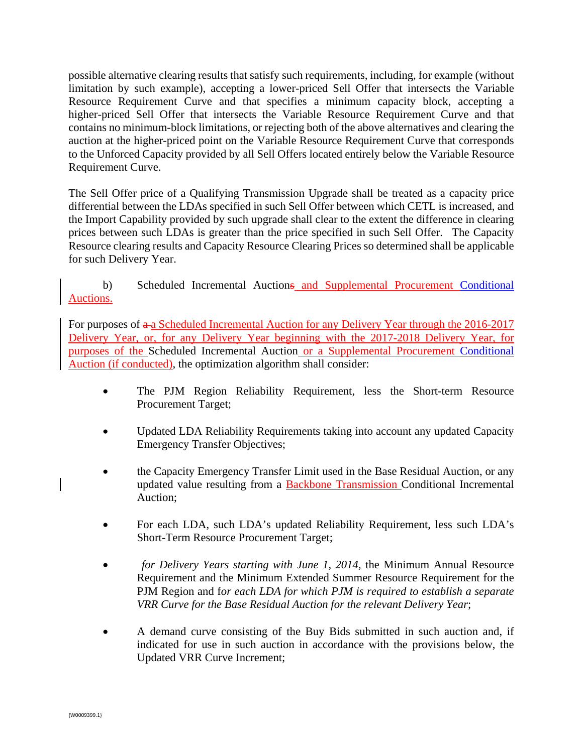possible alternative clearing results that satisfy such requirements, including, for example (without limitation by such example), accepting a lower-priced Sell Offer that intersects the Variable Resource Requirement Curve and that specifies a minimum capacity block, accepting a higher-priced Sell Offer that intersects the Variable Resource Requirement Curve and that contains no minimum-block limitations, or rejecting both of the above alternatives and clearing the auction at the higher-priced point on the Variable Resource Requirement Curve that corresponds to the Unforced Capacity provided by all Sell Offers located entirely below the Variable Resource Requirement Curve.

The Sell Offer price of a Qualifying Transmission Upgrade shall be treated as a capacity price differential between the LDAs specified in such Sell Offer between which CETL is increased, and the Import Capability provided by such upgrade shall clear to the extent the difference in clearing prices between such LDAs is greater than the price specified in such Sell Offer. The Capacity Resource clearing results and Capacity Resource Clearing Prices so determined shall be applicable for such Delivery Year.

b) Scheduled Incremental Auctions and Supplemental Procurement Conditional Auctions.

For purposes of a a Scheduled Incremental Auction for any Delivery Year through the 2016-2017 Delivery Year, or, for any Delivery Year beginning with the 2017-2018 Delivery Year, for purposes of the Scheduled Incremental Auction or a Supplemental Procurement Conditional Auction (if conducted), the optimization algorithm shall consider:

- The PJM Region Reliability Requirement, less the Short-term Resource Procurement Target;
- Updated LDA Reliability Requirements taking into account any updated Capacity Emergency Transfer Objectives;
- the Capacity Emergency Transfer Limit used in the Base Residual Auction, or any updated value resulting from a Backbone Transmission Conditional Incremental Auction;
- For each LDA, such LDA's updated Reliability Requirement, less such LDA's Short-Term Resource Procurement Target;
- *for Delivery Years starting with June 1, 2014*, the Minimum Annual Resource Requirement and the Minimum Extended Summer Resource Requirement for the PJM Region and f*or each LDA for which PJM is required to establish a separate VRR Curve for the Base Residual Auction for the relevant Delivery Year*;
- A demand curve consisting of the Buy Bids submitted in such auction and, if indicated for use in such auction in accordance with the provisions below, the Updated VRR Curve Increment;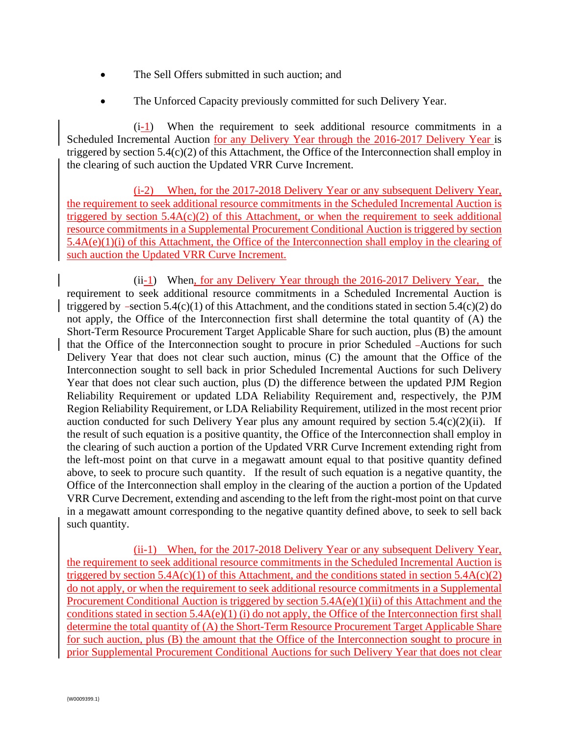- The Sell Offers submitted in such auction; and
- The Unforced Capacity previously committed for such Delivery Year.

(i-1) When the requirement to seek additional resource commitments in a Scheduled Incremental Auction for any Delivery Year through the 2016-2017 Delivery Year is triggered by section 5.4(c)(2) of this Attachment, the Office of the Interconnection shall employ in the clearing of such auction the Updated VRR Curve Increment.

(i-2) When, for the 2017-2018 Delivery Year or any subsequent Delivery Year, the requirement to seek additional resource commitments in the Scheduled Incremental Auction is triggered by section 5.4A(c)(2) of this Attachment, or when the requirement to seek additional resource commitments in a Supplemental Procurement Conditional Auction is triggered by section 5.4A(e)(1)(i) of this Attachment, the Office of the Interconnection shall employ in the clearing of such auction the Updated VRR Curve Increment.

(ii-1) When, for any Delivery Year through the 2016-2017 Delivery Year, the requirement to seek additional resource commitments in a Scheduled Incremental Auction is triggered by section 5.4(c)(1) of this Attachment, and the conditions stated in section 5.4(c)(2) do not apply, the Office of the Interconnection first shall determine the total quantity of (A) the Short-Term Resource Procurement Target Applicable Share for such auction, plus (B) the amount that the Office of the Interconnection sought to procure in prior Scheduled Auctions for such Delivery Year that does not clear such auction, minus (C) the amount that the Office of the Interconnection sought to sell back in prior Scheduled Incremental Auctions for such Delivery Year that does not clear such auction, plus (D) the difference between the updated PJM Region Reliability Requirement or updated LDA Reliability Requirement and, respectively, the PJM Region Reliability Requirement, or LDA Reliability Requirement, utilized in the most recent prior auction conducted for such Delivery Year plus any amount required by section 5.4(c)(2)(ii). If the result of such equation is a positive quantity, the Office of the Interconnection shall employ in the clearing of such auction a portion of the Updated VRR Curve Increment extending right from the left-most point on that curve in a megawatt amount equal to that positive quantity defined above, to seek to procure such quantity. If the result of such equation is a negative quantity, the Office of the Interconnection shall employ in the clearing of the auction a portion of the Updated VRR Curve Decrement, extending and ascending to the left from the right-most point on that curve in a megawatt amount corresponding to the negative quantity defined above, to seek to sell back such quantity.

(ii-1) When, for the 2017-2018 Delivery Year or any subsequent Delivery Year, the requirement to seek additional resource commitments in the Scheduled Incremental Auction is triggered by section 5.4A(c)(1) of this Attachment, and the conditions stated in section 5.4A(c)(2) do not apply, or when the requirement to seek additional resource commitments in a Supplemental Procurement Conditional Auction is triggered by section 5.4A(e)(1)(ii) of this Attachment and the conditions stated in section 5.4A(e)(1) (i) do not apply, the Office of the Interconnection first shall determine the total quantity of (A) the Short-Term Resource Procurement Target Applicable Share for such auction, plus (B) the amount that the Office of the Interconnection sought to procure in prior Supplemental Procurement Conditional Auctions for such Delivery Year that does not clear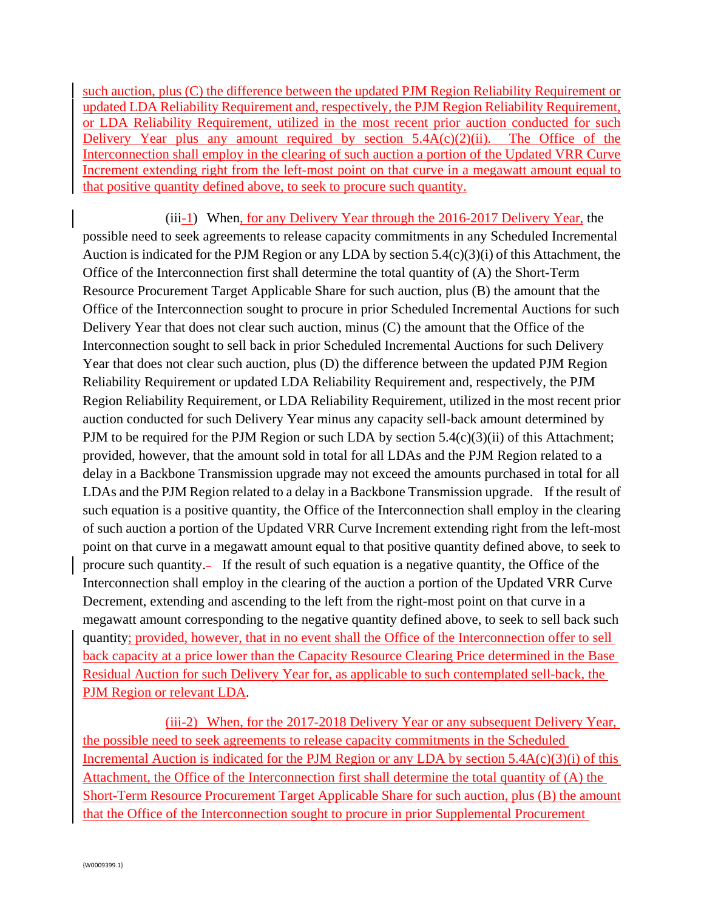such auction, plus (C) the difference between the updated PJM Region Reliability Requirement or updated LDA Reliability Requirement and, respectively, the PJM Region Reliability Requirement, or LDA Reliability Requirement, utilized in the most recent prior auction conducted for such Delivery Year plus any amount required by section 5.4A(c)(2)(ii). The Office of the Interconnection shall employ in the clearing of such auction a portion of the Updated VRR Curve Increment extending right from the left-most point on that curve in a megawatt amount equal to that positive quantity defined above, to seek to procure such quantity.

(iii-1) When, for any Delivery Year through the 2016-2017 Delivery Year, the possible need to seek agreements to release capacity commitments in any Scheduled Incremental Auction is indicated for the PJM Region or any LDA by section 5.4(c)(3)(i) of this Attachment, the Office of the Interconnection first shall determine the total quantity of (A) the Short-Term Resource Procurement Target Applicable Share for such auction, plus (B) the amount that the Office of the Interconnection sought to procure in prior Scheduled Incremental Auctions for such Delivery Year that does not clear such auction, minus (C) the amount that the Office of the Interconnection sought to sell back in prior Scheduled Incremental Auctions for such Delivery Year that does not clear such auction, plus (D) the difference between the updated PJM Region Reliability Requirement or updated LDA Reliability Requirement and, respectively, the PJM Region Reliability Requirement, or LDA Reliability Requirement, utilized in the most recent prior auction conducted for such Delivery Year minus any capacity sell-back amount determined by PJM to be required for the PJM Region or such LDA by section 5.4(c)(3)(ii) of this Attachment; provided, however, that the amount sold in total for all LDAs and the PJM Region related to a delay in a Backbone Transmission upgrade may not exceed the amounts purchased in total for all LDAs and the PJM Region related to a delay in a Backbone Transmission upgrade. If the result of such equation is a positive quantity, the Office of the Interconnection shall employ in the clearing of such auction a portion of the Updated VRR Curve Increment extending right from the left-most point on that curve in a megawatt amount equal to that positive quantity defined above, to seek to procure such quantity. If the result of such equation is a negative quantity, the Office of the Interconnection shall employ in the clearing of the auction a portion of the Updated VRR Curve Decrement, extending and ascending to the left from the right-most point on that curve in a megawatt amount corresponding to the negative quantity defined above, to seek to sell back such quantity; provided, however, that in no event shall the Office of the Interconnection offer to sell back capacity at a price lower than the Capacity Resource Clearing Price determined in the Base Residual Auction for such Delivery Year for, as applicable to such contemplated sell-back, the PJM Region or relevant LDA.

(iii-2) When, for the 2017-2018 Delivery Year or any subsequent Delivery Year, the possible need to seek agreements to release capacity commitments in the Scheduled Incremental Auction is indicated for the PJM Region or any LDA by section 5.4A(c)(3)(i) of this Attachment, the Office of the Interconnection first shall determine the total quantity of (A) the Short-Term Resource Procurement Target Applicable Share for such auction, plus (B) the amount that the Office of the Interconnection sought to procure in prior Supplemental Procurement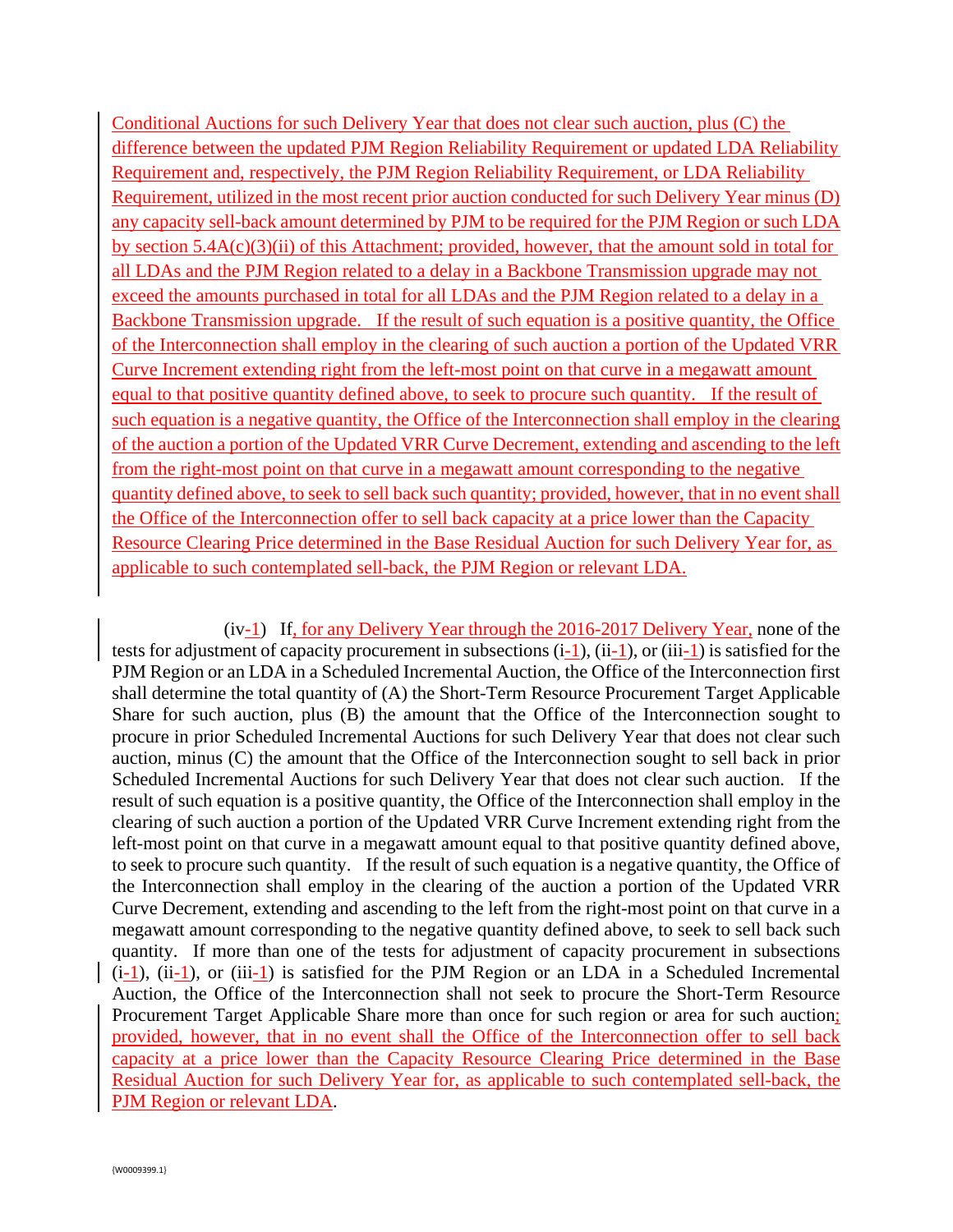Conditional Auctions for such Delivery Year that does not clear such auction, plus (C) the difference between the updated PJM Region Reliability Requirement or updated LDA Reliability Requirement and, respectively, the PJM Region Reliability Requirement, or LDA Reliability Requirement, utilized in the most recent prior auction conducted for such Delivery Year minus (D) any capacity sell-back amount determined by PJM to be required for the PJM Region or such LDA by section 5.4A(c)(3)(ii) of this Attachment; provided, however, that the amount sold in total for all LDAs and the PJM Region related to a delay in a Backbone Transmission upgrade may not exceed the amounts purchased in total for all LDAs and the PJM Region related to a delay in a Backbone Transmission upgrade. If the result of such equation is a positive quantity, the Office of the Interconnection shall employ in the clearing of such auction a portion of the Updated VRR Curve Increment extending right from the left-most point on that curve in a megawatt amount equal to that positive quantity defined above, to seek to procure such quantity. If the result of such equation is a negative quantity, the Office of the Interconnection shall employ in the clearing of the auction a portion of the Updated VRR Curve Decrement, extending and ascending to the left from the right-most point on that curve in a megawatt amount corresponding to the negative quantity defined above, to seek to sell back such quantity; provided, however, that in no event shall the Office of the Interconnection offer to sell back capacity at a price lower than the Capacity Resource Clearing Price determined in the Base Residual Auction for such Delivery Year for, as applicable to such contemplated sell-back, the PJM Region or relevant LDA.

(iv-1) If, for any Delivery Year through the 2016-2017 Delivery Year, none of the tests for adjustment of capacity procurement in subsections (i-1), (ii-1), or (iii-1) is satisfied for the PJM Region or an LDA in a Scheduled Incremental Auction, the Office of the Interconnection first shall determine the total quantity of (A) the Short-Term Resource Procurement Target Applicable Share for such auction, plus (B) the amount that the Office of the Interconnection sought to procure in prior Scheduled Incremental Auctions for such Delivery Year that does not clear such auction, minus (C) the amount that the Office of the Interconnection sought to sell back in prior Scheduled Incremental Auctions for such Delivery Year that does not clear such auction. If the result of such equation is a positive quantity, the Office of the Interconnection shall employ in the clearing of such auction a portion of the Updated VRR Curve Increment extending right from the left-most point on that curve in a megawatt amount equal to that positive quantity defined above, to seek to procure such quantity. If the result of such equation is a negative quantity, the Office of the Interconnection shall employ in the clearing of the auction a portion of the Updated VRR Curve Decrement, extending and ascending to the left from the right-most point on that curve in a megawatt amount corresponding to the negative quantity defined above, to seek to sell back such quantity. If more than one of the tests for adjustment of capacity procurement in subsections (i-1), (ii-1), or (iii-1) is satisfied for the PJM Region or an LDA in a Scheduled Incremental Auction, the Office of the Interconnection shall not seek to procure the Short-Term Resource Procurement Target Applicable Share more than once for such region or area for such auction; provided, however, that in no event shall the Office of the Interconnection offer to sell back capacity at a price lower than the Capacity Resource Clearing Price determined in the Base Residual Auction for such Delivery Year for, as applicable to such contemplated sell-back, the PJM Region or relevant LDA.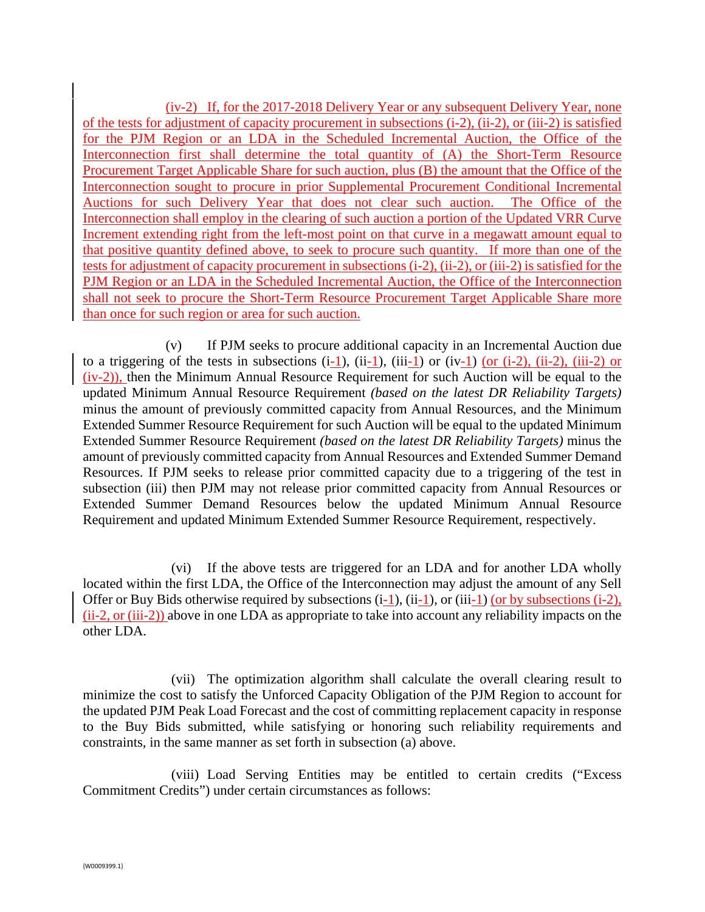(iv-2) If, for the 2017-2018 Delivery Year or any subsequent Delivery Year, none of the tests for adjustment of capacity procurement in subsections (i-2), (ii-2), or (iii-2) is satisfied for the PJM Region or an LDA in the Scheduled Incremental Auction, the Office of the Interconnection first shall determine the total quantity of (A) the Short-Term Resource Procurement Target Applicable Share for such auction, plus (B) the amount that the Office of the Interconnection sought to procure in prior Supplemental Procurement Conditional Incremental Auctions for such Delivery Year that does not clear such auction. The Office of the Interconnection shall employ in the clearing of such auction a portion of the Updated VRR Curve Increment extending right from the left-most point on that curve in a megawatt amount equal to that positive quantity defined above, to seek to procure such quantity. If more than one of the tests for adjustment of capacity procurement in subsections (i-2), (ii-2), or (iii-2) is satisfied for the PJM Region or an LDA in the Scheduled Incremental Auction, the Office of the Interconnection shall not seek to procure the Short-Term Resource Procurement Target Applicable Share more than once for such region or area for such auction.

(v) If PJM seeks to procure additional capacity in an Incremental Auction due to a triggering of the tests in subsections (i-1), (ii-1), (iii-1) or (iv-1) (or (i-2), (ii-2), (iii-2) or (iv-2)), then the Minimum Annual Resource Requirement for such Auction will be equal to the updated Minimum Annual Resource Requirement *(based on the latest DR Reliability Targets)* minus the amount of previously committed capacity from Annual Resources, and the Minimum Extended Summer Resource Requirement for such Auction will be equal to the updated Minimum Extended Summer Resource Requirement *(based on the latest DR Reliability Targets)* minus the amount of previously committed capacity from Annual Resources and Extended Summer Demand Resources. If PJM seeks to release prior committed capacity due to a triggering of the test in subsection (iii) then PJM may not release prior committed capacity from Annual Resources or Extended Summer Demand Resources below the updated Minimum Annual Resource Requirement and updated Minimum Extended Summer Resource Requirement, respectively.

(vi) If the above tests are triggered for an LDA and for another LDA wholly located within the first LDA, the Office of the Interconnection may adjust the amount of any Sell Offer or Buy Bids otherwise required by subsections (i-1), (ii-1), or (iii-1) (or by subsections (i-2), (ii-2, or (iii-2)) above in one LDA as appropriate to take into account any reliability impacts on the other LDA.

(vii) The optimization algorithm shall calculate the overall clearing result to minimize the cost to satisfy the Unforced Capacity Obligation of the PJM Region to account for the updated PJM Peak Load Forecast and the cost of committing replacement capacity in response to the Buy Bids submitted, while satisfying or honoring such reliability requirements and constraints, in the same manner as set forth in subsection (a) above.

(viii) Load Serving Entities may be entitled to certain credits ("Excess Commitment Credits") under certain circumstances as follows: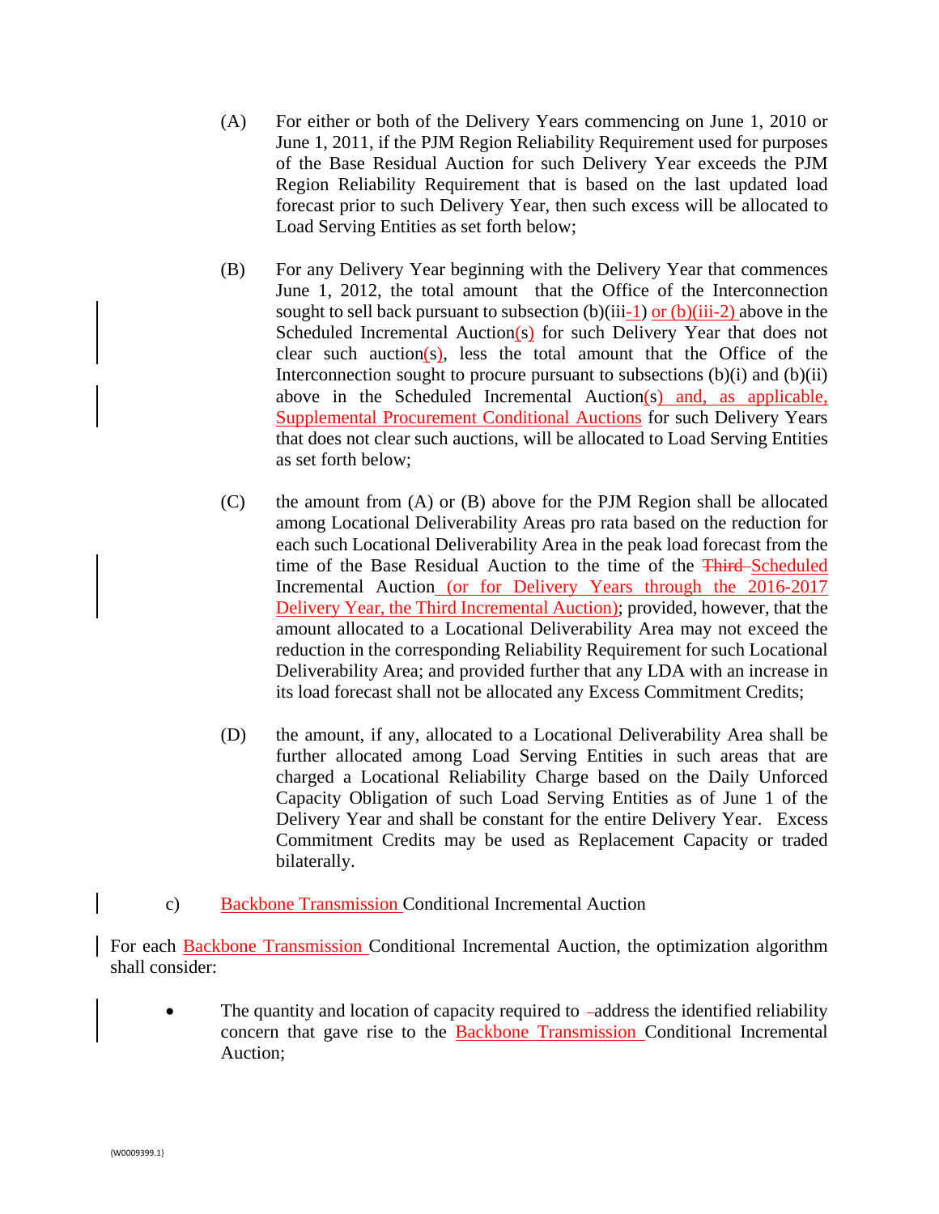(A) For either or both of the Delivery Years commencing on June 1, 2010 or June 1, 2011, if the PJM Region Reliability Requirement used for purposes of the Base Residual Auction for such Delivery Year exceeds the PJM Region Reliability Requirement that is based on the last updated load forecast prior to such Delivery Year, then such excess will be allocated to Load Serving Entities as set forth below;

(B) For any Delivery Year beginning with the Delivery Year that commences June 1, 2012, the total amount that the Office of the Interconnection sought to sell back pursuant to subsection (b)(iii-1) or (b)(iii-2) above in the Scheduled Incremental Auction(s) for such Delivery Year that does not clear such auction(s), less the total amount that the Office of the Interconnection sought to procure pursuant to subsections (b)(i) and (b)(ii) above in the Scheduled Incremental Auction(s) and, as applicable, Supplemental Procurement Conditional Auctions for such Delivery Years that does not clear such auctions, will be allocated to Load Serving Entities as set forth below;

(C) the amount from (A) or (B) above for the PJM Region shall be allocated among Locational Deliverability Areas pro rata based on the reduction for each such Locational Deliverability Area in the peak load forecast from the time of the Base Residual Auction to the time of the ~~Third~~ Scheduled Incremental Auction (or for Delivery Years through the 2016-2017 Delivery Year, the Third Incremental Auction); provided, however, that the amount allocated to a Locational Deliverability Area may not exceed the reduction in the corresponding Reliability Requirement for such Locational Deliverability Area; and provided further that any LDA with an increase in its load forecast shall not be allocated any Excess Commitment Credits;

(D) the amount, if any, allocated to a Locational Deliverability Area shall be further allocated among Load Serving Entities in such areas that are charged a Locational Reliability Charge based on the Daily Unforced Capacity Obligation of such Load Serving Entities as of June 1 of the Delivery Year and shall be constant for the entire Delivery Year. Excess Commitment Credits may be used as Replacement Capacity or traded bilaterally.

c) Backbone Transmission Conditional Incremental Auction

For each Backbone Transmission Conditional Incremental Auction, the optimization algorithm shall consider:

- The quantity and location of capacity required to address the identified reliability concern that gave rise to the Backbone Transmission Conditional Incremental Auction;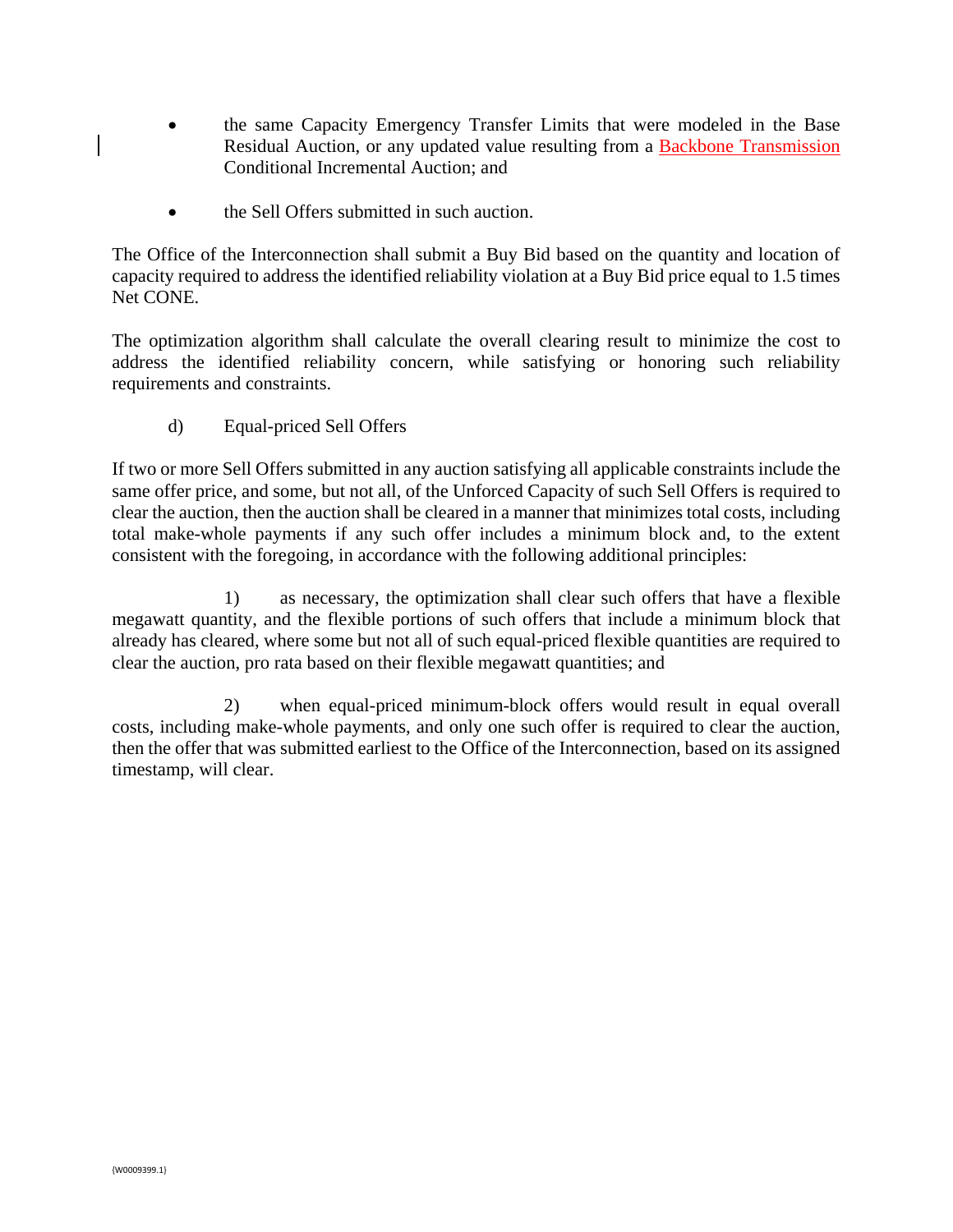- the same Capacity Emergency Transfer Limits that were modeled in the Base Residual Auction, or any updated value resulting from a Backbone Transmission Conditional Incremental Auction; and

- the Sell Offers submitted in such auction.

The Office of the Interconnection shall submit a Buy Bid based on the quantity and location of capacity required to address the identified reliability violation at a Buy Bid price equal to 1.5 times Net CONE.

The optimization algorithm shall calculate the overall clearing result to minimize the cost to address the identified reliability concern, while satisfying or honoring such reliability requirements and constraints.

d) Equal-priced Sell Offers

If two or more Sell Offers submitted in any auction satisfying all applicable constraints include the same offer price, and some, but not all, of the Unforced Capacity of such Sell Offers is required to clear the auction, then the auction shall be cleared in a manner that minimizes total costs, including total make-whole payments if any such offer includes a minimum block and, to the extent consistent with the foregoing, in accordance with the following additional principles:

1) as necessary, the optimization shall clear such offers that have a flexible megawatt quantity, and the flexible portions of such offers that include a minimum block that already has cleared, where some but not all of such equal-priced flexible quantities are required to clear the auction, pro rata based on their flexible megawatt quantities; and

2) when equal-priced minimum-block offers would result in equal overall costs, including make-whole payments, and only one such offer is required to clear the auction, then the offer that was submitted earliest to the Office of the Interconnection, based on its assigned timestamp, will clear.